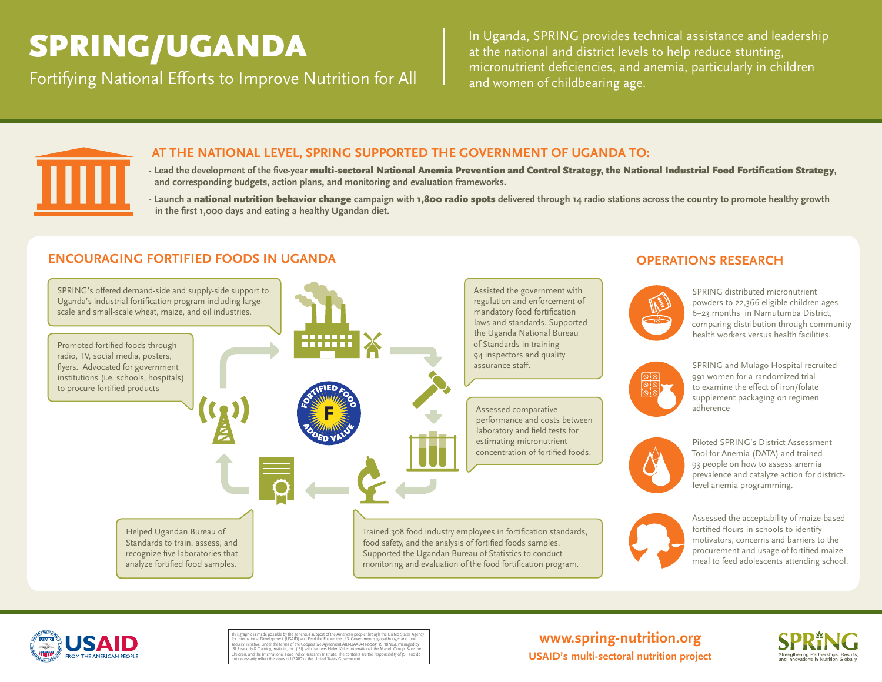# SPRING/UGANDA

Fortifying National Efforts to Improve Nutrition for All

In Uganda, SPRING provides technical assistance and leadership at the national and district levels to help reduce stunting, micronutrient deficiencies, and anemia, particularly in children and women of childbearing age.

## AT THE NATIONAL LEVEL, SPRING SUPPORTED THE GOVERNMENT OF UGANDA TO:

- Lead the development of the five-year **multi-sectoral National Anemia Prevention and Control Strategy, the National Industrial Food Fortification Strategy**, and corresponding budgets, action plans, and monitoring and evaluation frameworks.
- Launch a **national nutrition behavior change** campaign with **1,800 radio spots** delivered through 14 radio stations across the country to promote healthy growth in the first 1,000 days and eating a healthy Ugandan diet.

## ENCOURAGING FORTIFIED FOODS IN UGANDA

SPRING's offered demand-side and supply-side support to Uganda's industrial fortification program including large-scale and small-scale wheat, maize, and oil industries.

Assisted the government with regulation and enforcement of mandatory food fortification laws and standards. Supported the Uganda National Bureau of Standards in training 94 inspectors and quality assurance staff.

Assessed comparative performance and costs between laboratory and field tests for estimating micronutrient concentration of fortified foods.

Trained 308 food industry employees in fortification standards, food safety, and the analysis of fortified foods samples. Supported the Ugandan Bureau of Statistics to conduct monitoring and evaluation of the food fortification program.

Helped Ugandan Bureau of Standards to train, assess, and recognize five laboratories that analyze fortified food samples.

Promoted fortified foods through radio, TV, social media, posters, flyers. Advocated for government institutions (i.e. schools, hospitals) to procure fortified products

FORTIFIED FOOD F ADDED VALUE

## OPERATIONS RESEARCH

SPRING distributed micronutrient powders to 22,366 eligible children ages 6–23 months in Namutumba District, comparing distribution through community health workers versus health facilities.

SPRING and Mulago Hospital recruited 991 women for a randomized trial to examine the effect of iron/folate supplement packaging on regimen adherence

Piloted SPRING's District Assessment Tool for Anemia (DATA) and trained 93 people on how to assess anemia prevalence and catalyze action for district-level anemia programming.

Assessed the acceptability of maize-based fortified flours in schools to identify motivators, concerns and barriers to the procurement and usage of fortified maize meal to feed adolescents attending school.

USAID FROM THE AMERICAN PEOPLE

This graphic is made possible by the generous support of the American people through the United States Agency for International Development (USAID) and Feed the Future, the U.S. Government's global hunger and food security initiative, under the terms of the Cooperative Agreement AID-OAA-A-11-00031 (SPRING), managed by JSI Research & Training Institute, Inc. (JSI) with partners Helen Keller International, the Manoff Group, Save the Children, and the International Food Policy Research Institute. The contents are the responsibility of JSI, and do not necessarily reflect the views of USAID or the United States Government.

**www.spring-nutrition.org**

**USAID's multi-sectoral nutrition project**

SPRING Strengthening Partnerships, Results, and Innovations in Nutrition Globally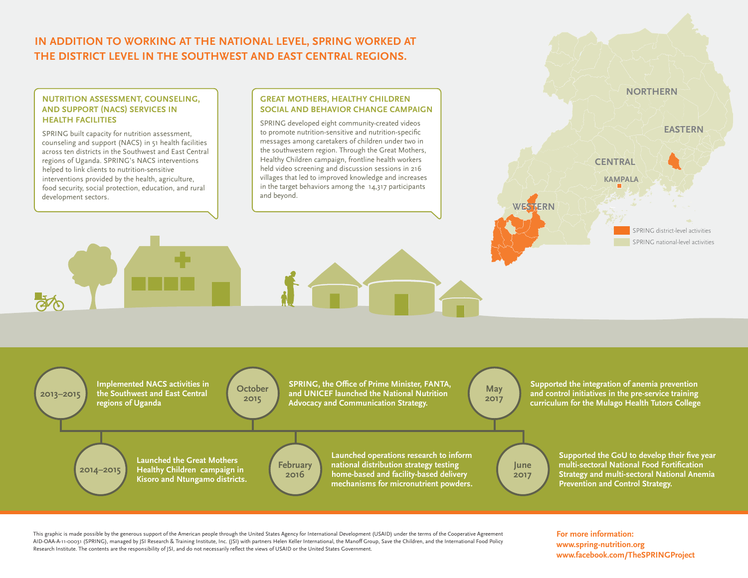# IN ADDITION TO WORKING AT THE NATIONAL LEVEL, SPRING WORKED AT THE DISTRICT LEVEL IN THE SOUTHWEST AND EAST CENTRAL REGIONS.

### NUTRITION ASSESSMENT, COUNSELING, AND SUPPORT (NACS) SERVICES IN HEALTH FACILITIES

SPRING built capacity for nutrition assessment, counseling and support (NACS) in 51 health facilities across ten districts in the Southwest and East Central regions of Uganda. SPRING's NACS interventions helped to link clients to nutrition-sensitive interventions provided by the health, agriculture, food security, social protection, education, and rural development sectors.

### GREAT MOTHERS, HEALTHY CHILDREN SOCIAL AND BEHAVIOR CHANGE CAMPAIGN

SPRING developed eight community-created videos to promote nutrition-sensitive and nutrition-specific messages among caretakers of children under two in the southwestern region. Through the Great Mothers, Healthy Children campaign, frontline health workers held video screening and discussion sessions in 216 villages that led to improved knowledge and increases in the target behaviors among the 14,317 participants and beyond.

NORTHERN

EASTERN

CENTRAL

KAMPALA

WESTERN

SPRING district-level activities

SPRING national-level activities

**2013–2015** — Implemented NACS activities in the Southwest and East Central regions of Uganda

**2014–2015** — Launched the Great Mothers Healthy Children campaign in Kisoro and Ntungamo districts.

**October 2015** — SPRING, the Office of Prime Minister, FANTA, and UNICEF launched the National Nutrition Advocacy and Communication Strategy.

**February 2016** — Launched operations research to inform national distribution strategy testing home-based and facility-based delivery mechanisms for micronutrient powders.

**May 2017** — Supported the integration of anemia prevention and control initiatives in the pre-service training curriculum for the Mulago Health Tutors College

**June 2017** — Supported the GoU to develop their five year multi-sectoral National Food Fortification Strategy and multi-sectoral National Anemia Prevention and Control Strategy.

This graphic is made possible by the generous support of the American people through the United States Agency for International Development (USAID) under the terms of the Cooperative Agreement AID-OAA-A-11-00031 (SPRING), managed by JSI Research & Training Institute, Inc. (JSI) with partners Helen Keller International, the Manoff Group, Save the Children, and the International Food Policy Research Institute. The contents are the responsibility of JSI, and do not necessarily reflect the views of USAID or the United States Government.

**For more information:**
www.spring-nutrition.org
www.facebook.com/TheSPRINGProject